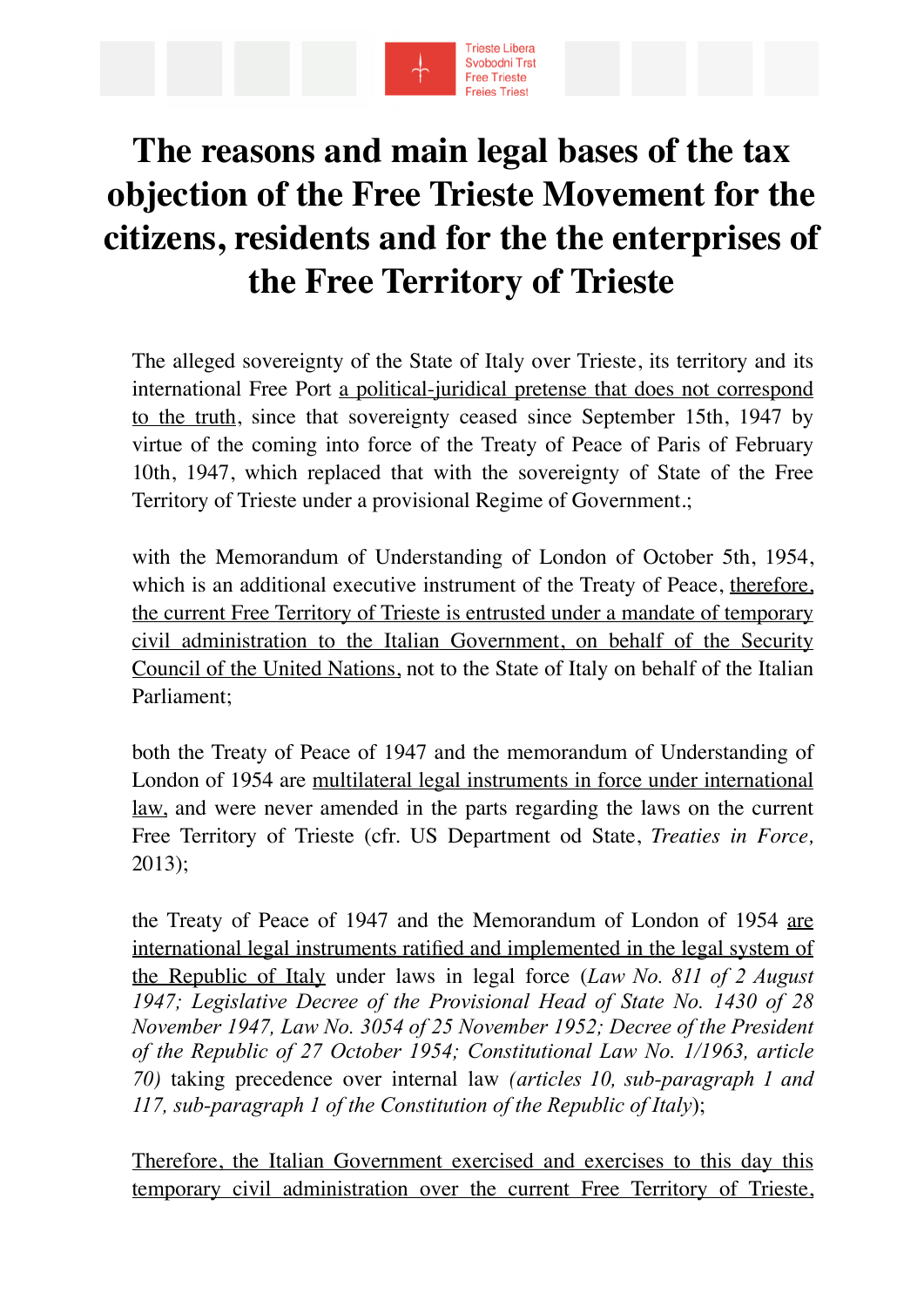Trieste Libera
Svobodni Trst
Free Trieste
Freies Triest

# The reasons and main legal bases of the tax objection of the Free Trieste Movement for the citizens, residents and for the the enterprises of the Free Territory of Trieste

The alleged sovereignty of the State of Italy over Trieste, its territory and its international Free Port a political-juridical pretense that does not correspond to the truth, since that sovereignty ceased since September 15th, 1947 by virtue of the coming into force of the Treaty of Peace of Paris of February 10th, 1947, which replaced that with the sovereignty of State of the Free Territory of Trieste under a provisional Regime of Government.;

with the Memorandum of Understanding of London of October 5th, 1954, which is an additional executive instrument of the Treaty of Peace, therefore, the current Free Territory of Trieste is entrusted under a mandate of temporary civil administration to the Italian Government, on behalf of the Security Council of the United Nations, not to the State of Italy on behalf of the Italian Parliament;

both the Treaty of Peace of 1947 and the memorandum of Understanding of London of 1954 are multilateral legal instruments in force under international law, and were never amended in the parts regarding the laws on the current Free Territory of Trieste (cfr. US Department od State, *Treaties in Force,* 2013);

the Treaty of Peace of 1947 and the Memorandum of London of 1954 are international legal instruments ratified and implemented in the legal system of the Republic of Italy under laws in legal force (*Law No. 811 of 2 August 1947; Legislative Decree of the Provisional Head of State No. 1430 of 28 November 1947, Law No. 3054 of 25 November 1952; Decree of the President of the Republic of 27 October 1954; Constitutional Law No. 1/1963, article 70)* taking precedence over internal law *(articles 10, sub-paragraph 1 and 117, sub-paragraph 1 of the Constitution of the Republic of Italy*);

Therefore, the Italian Government exercised and exercises to this day this temporary civil administration over the current Free Territory of Trieste,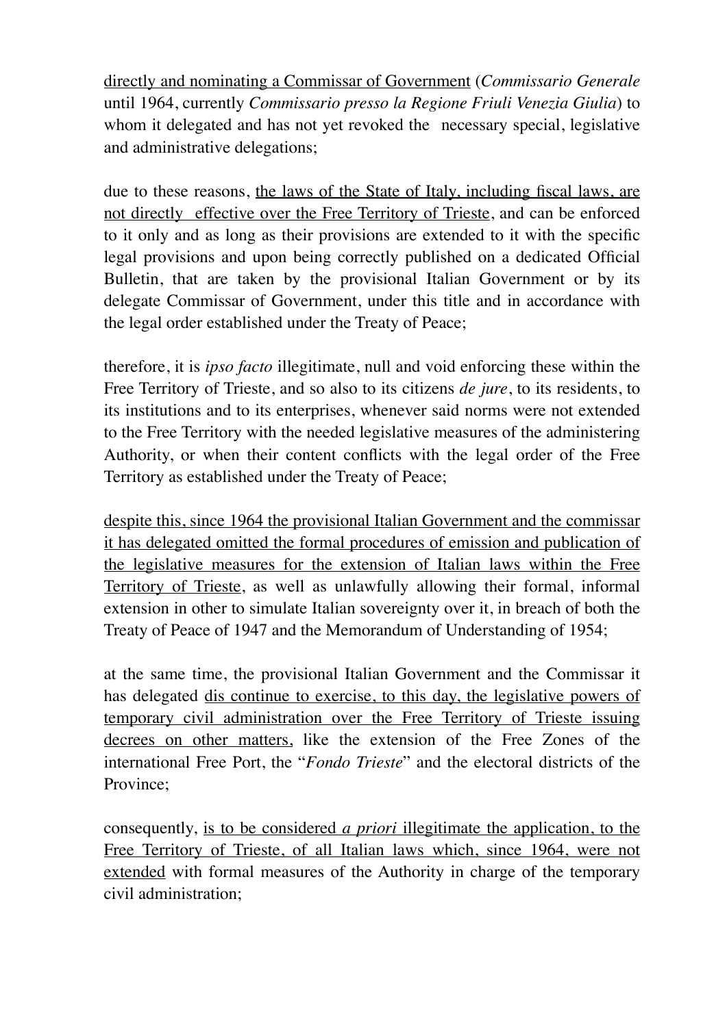<u>directly and nominating a Commissar of Government</u> (*Commissario Generale* until 1964, currently *Commissario presso la Regione Friuli Venezia Giulia*) to whom it delegated and has not yet revoked the necessary special, legislative and administrative delegations;

due to these reasons, <u>the laws of the State of Italy, including fiscal laws, are not directly effective over the Free Territory of Trieste</u>, and can be enforced to it only and as long as their provisions are extended to it with the specific legal provisions and upon being correctly published on a dedicated Official Bulletin, that are taken by the provisional Italian Government or by its delegate Commissar of Government, under this title and in accordance with the legal order established under the Treaty of Peace;

therefore, it is *ipso facto* illegitimate, null and void enforcing these within the Free Territory of Trieste, and so also to its citizens *de jure*, to its residents, to its institutions and to its enterprises, whenever said norms were not extended to the Free Territory with the needed legislative measures of the administering Authority, or when their content conflicts with the legal order of the Free Territory as established under the Treaty of Peace;

<u>despite this, since 1964 the provisional Italian Government and the commissar it has delegated omitted the formal procedures of emission and publication of the legislative measures for the extension of Italian laws within the Free Territory of Trieste</u>, as well as unlawfully allowing their formal, informal extension in other to simulate Italian sovereignty over it, in breach of both the Treaty of Peace of 1947 and the Memorandum of Understanding of 1954;

at the same time, the provisional Italian Government and the Commissar it has delegated <u>dis continue to exercise, to this day, the legislative powers of temporary civil administration over the Free Territory of Trieste issuing decrees on other matters,</u> like the extension of the Free Zones of the international Free Port, the "*Fondo Trieste*" and the electoral districts of the Province;

consequently, <u>is to be considered *a priori* illegitimate the application, to the Free Territory of Trieste, of all Italian laws which, since 1964, were not extended</u> with formal measures of the Authority in charge of the temporary civil administration;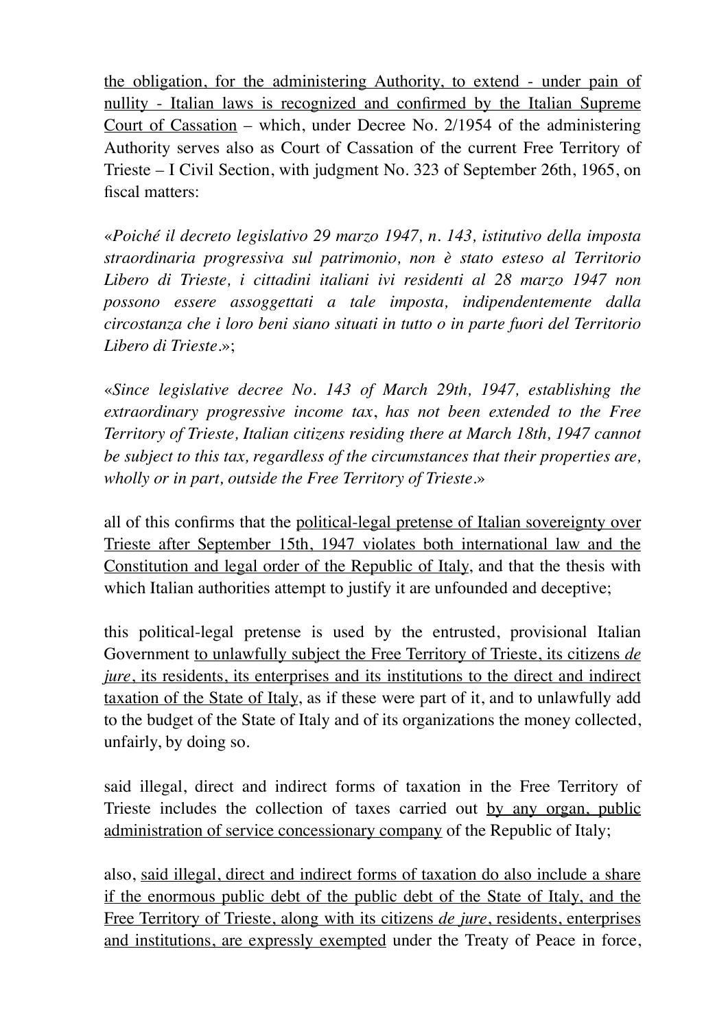<u>the obligation, for the administering Authority, to extend - under pain of nullity - Italian laws is recognized and confirmed by the Italian Supreme Court of Cassation</u> – which, under Decree No. 2/1954 of the administering Authority serves also as Court of Cassation of the current Free Territory of Trieste – I Civil Section, with judgment No. 323 of September 26th, 1965, on fiscal matters:

*«Poiché il decreto legislativo 29 marzo 1947, n. 143, istitutivo della imposta straordinaria progressiva sul patrimonio, non è stato esteso al Territorio Libero di Trieste, i cittadini italiani ivi residenti al 28 marzo 1947 non possono essere assoggettati a tale imposta, indipendentemente dalla circostanza che i loro beni siano situati in tutto o in parte fuori del Territorio Libero di Trieste.»*;

*«Since legislative decree No. 143 of March 29th, 1947, establishing the extraordinary progressive income tax, has not been extended to the Free Territory of Trieste, Italian citizens residing there at March 18th, 1947 cannot be subject to this tax, regardless of the circumstances that their properties are, wholly or in part, outside the Free Territory of Trieste.»*

all of this confirms that the <u>political-legal pretense of Italian sovereignty over Trieste after September 15th, 1947 violates both international law and the Constitution and legal order of the Republic of Italy</u>, and that the thesis with which Italian authorities attempt to justify it are unfounded and deceptive;

this political-legal pretense is used by the entrusted, provisional Italian Government <u>to unlawfully subject the Free Territory of Trieste, its citizens *de jure*, its residents, its enterprises and its institutions to the direct and indirect taxation of the State of Italy</u>, as if these were part of it, and to unlawfully add to the budget of the State of Italy and of its organizations the money collected, unfairly, by doing so.

said illegal, direct and indirect forms of taxation in the Free Territory of Trieste includes the collection of taxes carried out <u>by any organ, public administration of service concessionary company</u> of the Republic of Italy;

also, <u>said illegal, direct and indirect forms of taxation do also include a share if the enormous public debt of the public debt of the State of Italy, and the Free Territory of Trieste, along with its citizens *de jure*, residents, enterprises and institutions, are expressly exempted</u> under the Treaty of Peace in force,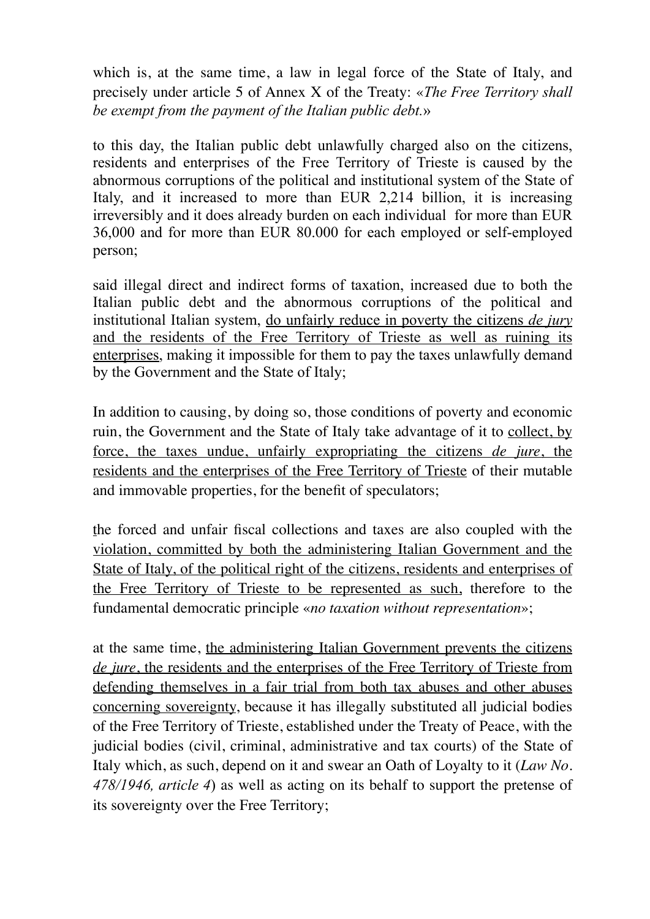which is, at the same time, a law in legal force of the State of Italy, and precisely under article 5 of Annex X of the Treaty: «*The Free Territory shall be exempt from the payment of the Italian public debt.*»

to this day, the Italian public debt unlawfully charged also on the citizens, residents and enterprises of the Free Territory of Trieste is caused by the abnormous corruptions of the political and institutional system of the State of Italy, and it increased to more than EUR 2,214 billion, it is increasing irreversibly and it does already burden on each individual for more than EUR 36,000 and for more than EUR 80.000 for each employed or self-employed person;

said illegal direct and indirect forms of taxation, increased due to both the Italian public debt and the abnormous corruptions of the political and institutional Italian system, <u>do unfairly reduce in poverty the citizens *de jury* and the residents of the Free Territory of Trieste as well as ruining its enterprises</u>, making it impossible for them to pay the taxes unlawfully demand by the Government and the State of Italy;

In addition to causing, by doing so, those conditions of poverty and economic ruin, the Government and the State of Italy take advantage of it to <u>collect, by force, the taxes undue, unfairly expropriating the citizens *de jure*, the residents and the enterprises of the Free Territory of Trieste</u> of their mutable and immovable properties, for the benefit of speculators;

the forced and unfair fiscal collections and taxes are also coupled with the <u>violation, committed by both the administering Italian Government and the State of Italy, of the political right of the citizens, residents and enterprises of the Free Territory of Trieste to be represented as such,</u> therefore to the fundamental democratic principle «*no taxation without representation*»;

at the same time, <u>the administering Italian Government prevents the citizens *de jure*, the residents and the enterprises of the Free Territory of Trieste from defending themselves in a fair trial from both tax abuses and other abuses concerning sovereignty</u>, because it has illegally substituted all judicial bodies of the Free Territory of Trieste, established under the Treaty of Peace, with the judicial bodies (civil, criminal, administrative and tax courts) of the State of Italy which, as such, depend on it and swear an Oath of Loyalty to it (*Law No. 478/1946, article 4*) as well as acting on its behalf to support the pretense of its sovereignty over the Free Territory;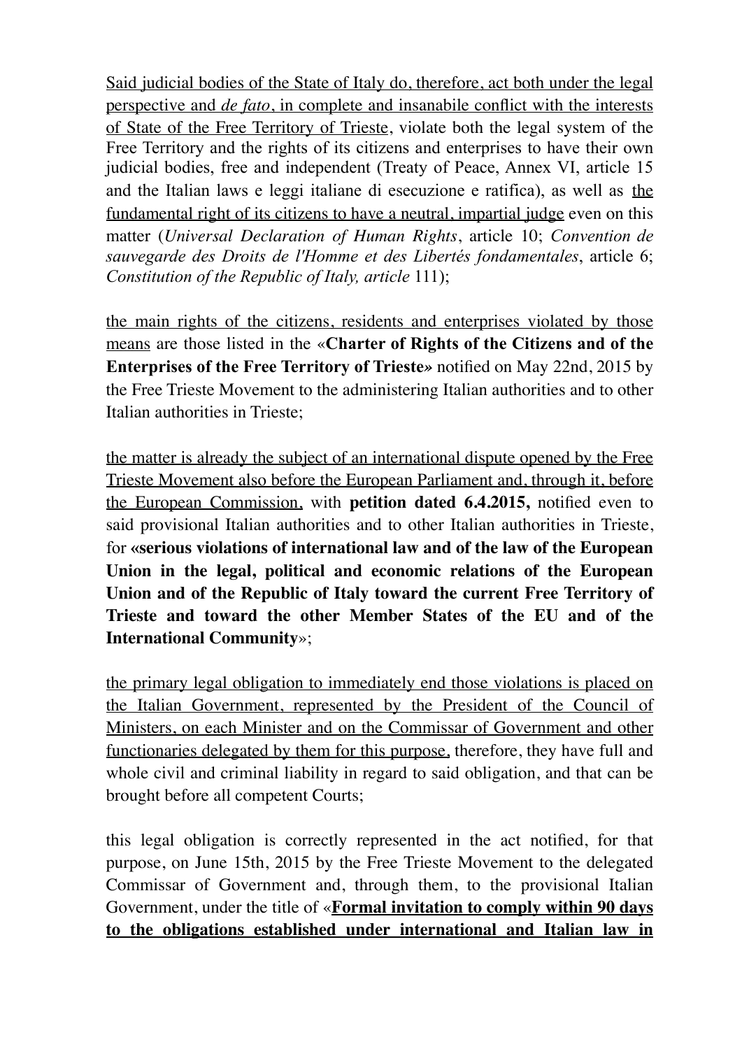Said judicial bodies of the State of Italy do, therefore, act both under the legal perspective and *de fato*, in complete and insanabile conflict with the interests of State of the Free Territory of Trieste, violate both the legal system of the Free Territory and the rights of its citizens and enterprises to have their own judicial bodies, free and independent (Treaty of Peace, Annex VI, article 15 and the Italian laws e leggi italiane di esecuzione e ratifica), as well as the fundamental right of its citizens to have a neutral, impartial judge even on this matter (*Universal Declaration of Human Rights*, article 10; *Convention de sauvegarde des Droits de l'Homme et des Libertés fondamentales*, article 6; *Constitution of the Republic of Italy, article* 111);

the main rights of the citizens, residents and enterprises violated by those means are those listed in the «**Charter of Rights of the Citizens and of the Enterprises of the Free Territory of Trieste»** notified on May 22nd, 2015 by the Free Trieste Movement to the administering Italian authorities and to other Italian authorities in Trieste;

the matter is already the subject of an international dispute opened by the Free Trieste Movement also before the European Parliament and, through it, before the European Commission, with **petition dated 6.4.2015,** notified even to said provisional Italian authorities and to other Italian authorities in Trieste, for **«serious violations of international law and of the law of the European Union in the legal, political and economic relations of the European Union and of the Republic of Italy toward the current Free Territory of Trieste and toward the other Member States of the EU and of the International Community**»;

the primary legal obligation to immediately end those violations is placed on the Italian Government, represented by the President of the Council of Ministers, on each Minister and on the Commissar of Government and other functionaries delegated by them for this purpose, therefore, they have full and whole civil and criminal liability in regard to said obligation, and that can be brought before all competent Courts;

this legal obligation is correctly represented in the act notified, for that purpose, on June 15th, 2015 by the Free Trieste Movement to the delegated Commissar of Government and, through them, to the provisional Italian Government, under the title of «**Formal invitation to comply within 90 days to the obligations established under international and Italian law in**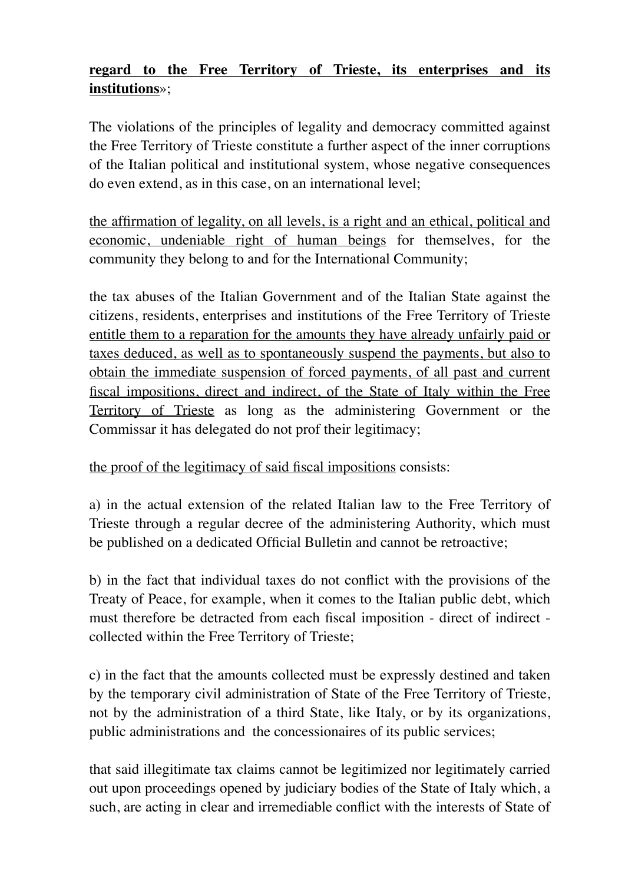**<u>regard to the Free Territory of Trieste, its enterprises and its institutions</u>**»;

The violations of the principles of legality and democracy committed against the Free Territory of Trieste constitute a further aspect of the inner corruptions of the Italian political and institutional system, whose negative consequences do even extend, as in this case, on an international level;

<u>the affirmation of legality, on all levels, is a right and an ethical, political and economic, undeniable right of human beings</u> for themselves, for the community they belong to and for the International Community;

the tax abuses of the Italian Government and of the Italian State against the citizens, residents, enterprises and institutions of the Free Territory of Trieste <u>entitle them to a reparation for the amounts they have already unfairly paid or taxes deduced, as well as to spontaneously suspend the payments, but also to obtain the immediate suspension of forced payments, of all past and current fiscal impositions, direct and indirect, of the State of Italy within the Free Territory of Trieste</u> as long as the administering Government or the Commissar it has delegated do not prof their legitimacy;

<u>the proof of the legitimacy of said fiscal impositions</u> consists:

a) in the actual extension of the related Italian law to the Free Territory of Trieste through a regular decree of the administering Authority, which must be published on a dedicated Official Bulletin and cannot be retroactive;

b) in the fact that individual taxes do not conflict with the provisions of the Treaty of Peace, for example, when it comes to the Italian public debt, which must therefore be detracted from each fiscal imposition - direct of indirect - collected within the Free Territory of Trieste;

c) in the fact that the amounts collected must be expressly destined and taken by the temporary civil administration of State of the Free Territory of Trieste, not by the administration of a third State, like Italy, or by its organizations, public administrations and the concessionaires of its public services;

that said illegitimate tax claims cannot be legitimized nor legitimately carried out upon proceedings opened by judiciary bodies of the State of Italy which, a such, are acting in clear and irremediable conflict with the interests of State of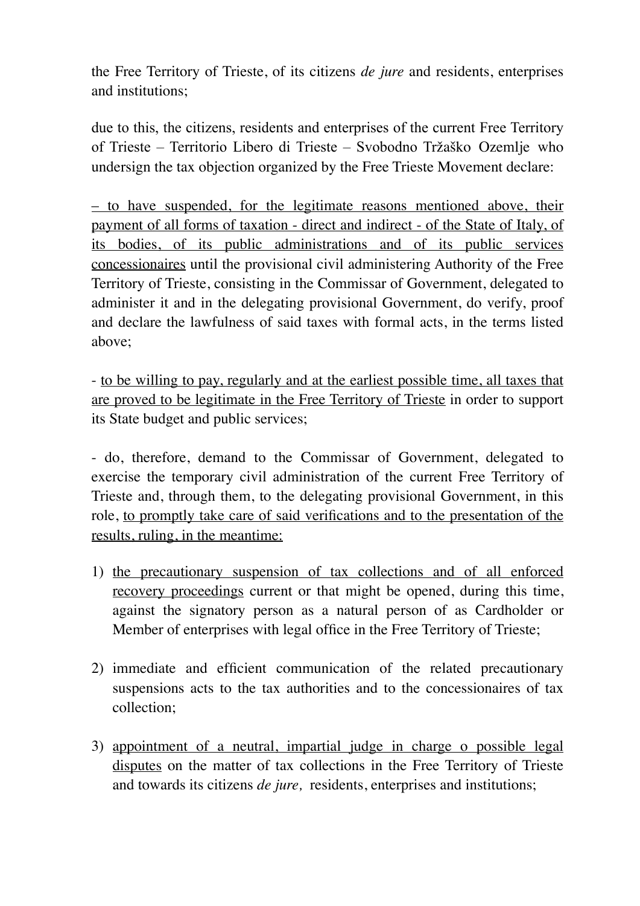the Free Territory of Trieste, of its citizens *de jure* and residents, enterprises and institutions;

due to this, the citizens, residents and enterprises of the current Free Territory of Trieste – Territorio Libero di Trieste – Svobodno Tržaško Ozemlje who undersign the tax objection organized by the Free Trieste Movement declare:

– to have suspended, for the legitimate reasons mentioned above, their payment of all forms of taxation - direct and indirect - of the State of Italy, of its bodies, of its public administrations and of its public services concessionaires until the provisional civil administering Authority of the Free Territory of Trieste, consisting in the Commissar of Government, delegated to administer it and in the delegating provisional Government, do verify, proof and declare the lawfulness of said taxes with formal acts, in the terms listed above;

- to be willing to pay, regularly and at the earliest possible time, all taxes that are proved to be legitimate in the Free Territory of Trieste in order to support its State budget and public services;

- do, therefore, demand to the Commissar of Government, delegated to exercise the temporary civil administration of the current Free Territory of Trieste and, through them, to the delegating provisional Government, in this role, to promptly take care of said verifications and to the presentation of the results, ruling, in the meantime:

1) the precautionary suspension of tax collections and of all enforced recovery proceedings current or that might be opened, during this time, against the signatory person as a natural person of as Cardholder or Member of enterprises with legal office in the Free Territory of Trieste;

2) immediate and efficient communication of the related precautionary suspensions acts to the tax authorities and to the concessionaires of tax collection;

3) appointment of a neutral, impartial judge in charge o possible legal disputes on the matter of tax collections in the Free Territory of Trieste and towards its citizens *de jure,* residents, enterprises and institutions;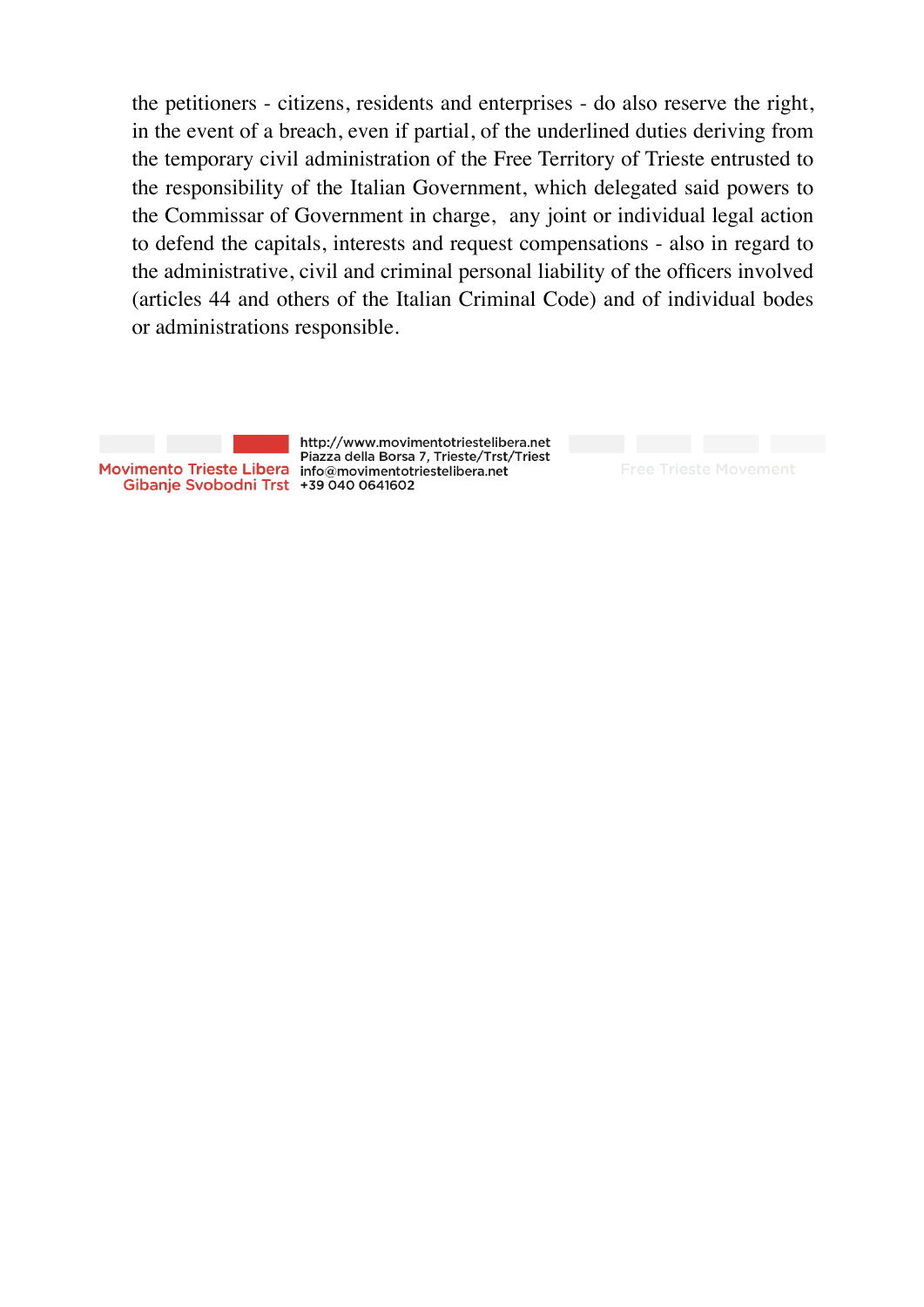the petitioners - citizens, residents and enterprises - do also reserve the right, in the event of a breach, even if partial, of the underlined duties deriving from the temporary civil administration of the Free Territory of Trieste entrusted to the responsibility of the Italian Government, which delegated said powers to the Commissar of Government in charge, any joint or individual legal action to defend the capitals, interests and request compensations - also in regard to the administrative, civil and criminal personal liability of the officers involved (articles 44 and others of the Italian Criminal Code) and of individual bodes or administrations responsible.

Movimento Trieste Libera
Gibanje Svobodni Trst

http://www.movimentotriestelibera.net
Piazza della Borsa 7, Trieste/Trst/Triest
info@movimentotriestelibera.net
+39 040 0641602

Free Trieste Movement